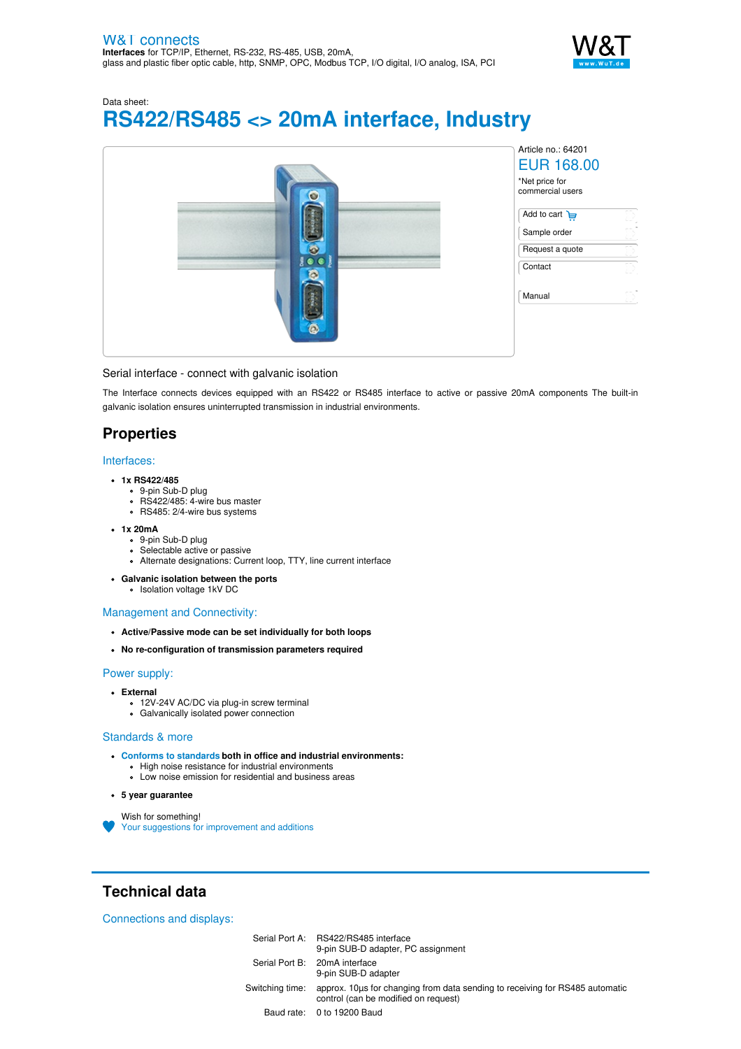W&T connects
**Interfaces** for TCP/IP, Ethernet, RS-232, RS-485, USB, 20mA, glass and plastic fiber optic cable, http, SNMP, OPC, Modbus TCP, I/O digital, I/O analog, ISA, PCI

Data sheet:

# RS422/RS485 <> 20mA interface, Industry

Article no.: 64201

EUR 168.00

*Net price for commercial users

- Add to cart
- Sample order
- Request a quote
- Contact
- Manual

Serial interface - connect with galvanic isolation

The Interface connects devices equipped with an RS422 or RS485 interface to active or passive 20mA components The built-in galvanic isolation ensures uninterrupted transmission in industrial environments.

## Properties

### Interfaces:

- **1x RS422/485**
  - 9-pin Sub-D plug
  - RS422/485: 4-wire bus master
  - RS485: 2/4-wire bus systems
- **1x 20mA**
  - 9-pin Sub-D plug
  - Selectable active or passive
  - Alternate designations: Current loop, TTY, line current interface
- **Galvanic isolation between the ports**
  - Isolation voltage 1kV DC

### Management and Connectivity:

- **Active/Passive mode can be set individually for both loops**
- **No re-configuration of transmission parameters required**

### Power supply:

- **External**
  - 12V-24V AC/DC via plug-in screw terminal
  - Galvanically isolated power connection

### Standards & more

- Conforms to standards **both in office and industrial environments:**
  - High noise resistance for industrial environments
  - Low noise emission for residential and business areas
- **5 year guarantee**

Wish for something!
Your suggestions for improvement and additions

## Technical data

### Connections and displays:

| | |
|---|---|
| Serial Port A: | RS422/RS485 interface<br>9-pin SUB-D adapter, PC assignment |
| Serial Port B: | 20mA interface<br>9-pin SUB-D adapter |
| Switching time: | approx. 10µs for changing from data sending to receiving for RS485 automatic control (can be modified on request) |
| Baud rate: | 0 to 19200 Baud |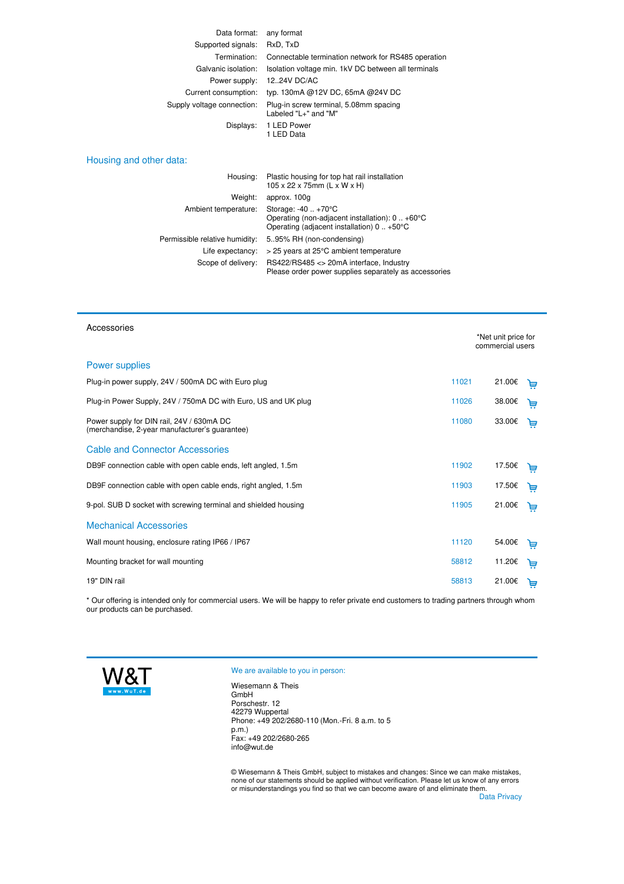| | |
|---|---|
| Data format: | any format |
| Supported signals: | RxD, TxD |
| Termination: | Connectable termination network for RS485 operation |
| Galvanic isolation: | Isolation voltage min. 1kV DC between all terminals |
| Power supply: | 12..24V DC/AC |
| Current consumption: | typ. 130mA @12V DC, 65mA @24V DC |
| Supply voltage connection: | Plug-in screw terminal, 5.08mm spacing<br>Labeled "L+" and "M" |
| Displays: | 1 LED Power<br>1 LED Data |

## Housing and other data:

| | |
|---|---|
| Housing: | Plastic housing for top hat rail installation<br>105 x 22 x 75mm (L x W x H) |
| Weight: | approx. 100g |
| Ambient temperature: | Storage: -40 .. +70°C<br>Operating (non-adjacent installation): 0 .. +60°C<br>Operating (adjacent installation) 0 .. +50°C |
| Permissible relative humidity: | 5..95% RH (non-condensing) |
| Life expectancy: | > 25 years at 25°C ambient temperature |
| Scope of delivery: | RS422/RS485 <> 20mA interface, Industry<br>Please order power supplies separately as accessories |

## Accessories

*Net unit price for commercial users

### Power supplies

| | | |
|---|---|---|
| Plug-in power supply, 24V / 500mA DC with Euro plug | 11021 | 21.00€ |
| Plug-in Power Supply, 24V / 750mA DC with Euro, US and UK plug | 11026 | 38.00€ |
| Power supply for DIN rail, 24V / 630mA DC<br>(merchandise, 2-year manufacturer's guarantee) | 11080 | 33.00€ |

### Cable and Connector Accessories

| | | |
|---|---|---|
| DB9F connection cable with open cable ends, left angled, 1.5m | 11902 | 17.50€ |
| DB9F connection cable with open cable ends, right angled, 1.5m | 11903 | 17.50€ |
| 9-pol. SUB D socket with screwing terminal and shielded housing | 11905 | 21.00€ |

### Mechanical Accessories

| | | |
|---|---|---|
| Wall mount housing, enclosure rating IP66 / IP67 | 11120 | 54.00€ |
| Mounting bracket for wall mounting | 58812 | 11.20€ |
| 19" DIN rail | 58813 | 21.00€ |

* Our offering is intended only for commercial users. We will be happy to refer private end customers to trading partners through whom our products can be purchased.

W&T
www.WuT.de

We are available to you in person:

Wiesemann & Theis
GmbH
Porschestr. 12
42279 Wuppertal
Phone: +49 202/2680-110 (Mon.-Fri. 8 a.m. to 5 p.m.)
Fax: +49 202/2680-265
info@wut.de

© Wiesemann & Theis GmbH, subject to mistakes and changes: Since we can make mistakes, none of our statements should be applied without verification. Please let us know of any errors or misunderstandings you find so that we can become aware of and eliminate them.

Data Privacy